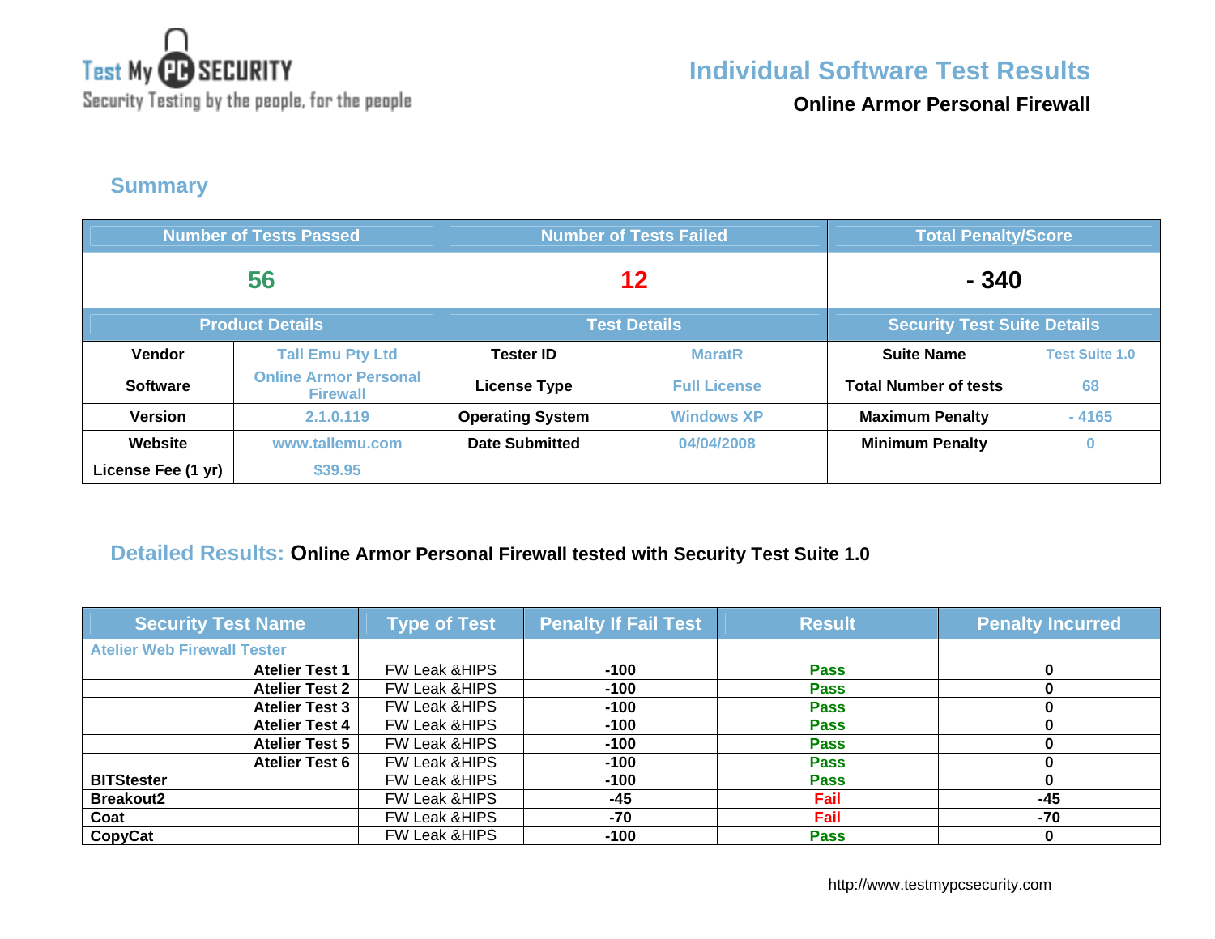Test My PC SECURITY

Security Testing by the people, for the people

# Individual Software Test Results

**Online Armor Personal Firewall**

## Summary

| Number of Tests Passed | | Number of Tests Failed | | Total Penalty/Score | |
|---|---|---|---|---|---|
| 56 | | 12 | | - 340 | |
| **Product Details** | | **Test Details** | | **Security Test Suite Details** | |
| **Vendor** | Tall Emu Pty Ltd | **Tester ID** | MaratR | **Suite Name** | Test Suite 1.0 |
| **Software** | Online Armor Personal Firewall | **License Type** | Full License | **Total Number of tests** | 68 |
| **Version** | 2.1.0.119 | **Operating System** | Windows XP | **Maximum Penalty** | - 4165 |
| **Website** | www.tallemu.com | **Date Submitted** | 04/04/2008 | **Minimum Penalty** | 0 |
| **License Fee (1 yr)** | $39.95 | | | | |

## Detailed Results: Online Armor Personal Firewall tested with Security Test Suite 1.0

| Security Test Name | Type of Test | Penalty If Fail Test | Result | Penalty Incurred |
|---|---|---|---|---|
| Atelier Web Firewall Tester | | | | |
| **Atelier Test 1** | FW Leak &HIPS | -100 | Pass | 0 |
| **Atelier Test 2** | FW Leak &HIPS | -100 | Pass | 0 |
| **Atelier Test 3** | FW Leak &HIPS | -100 | Pass | 0 |
| **Atelier Test 4** | FW Leak &HIPS | -100 | Pass | 0 |
| **Atelier Test 5** | FW Leak &HIPS | -100 | Pass | 0 |
| **Atelier Test 6** | FW Leak &HIPS | -100 | Pass | 0 |
| **BITStester** | FW Leak &HIPS | -100 | Pass | 0 |
| **Breakout2** | FW Leak &HIPS | -45 | Fail | -45 |
| **Coat** | FW Leak &HIPS | -70 | Fail | -70 |
| **CopyCat** | FW Leak &HIPS | -100 | Pass | 0 |

http://www.testmypcsecurity.com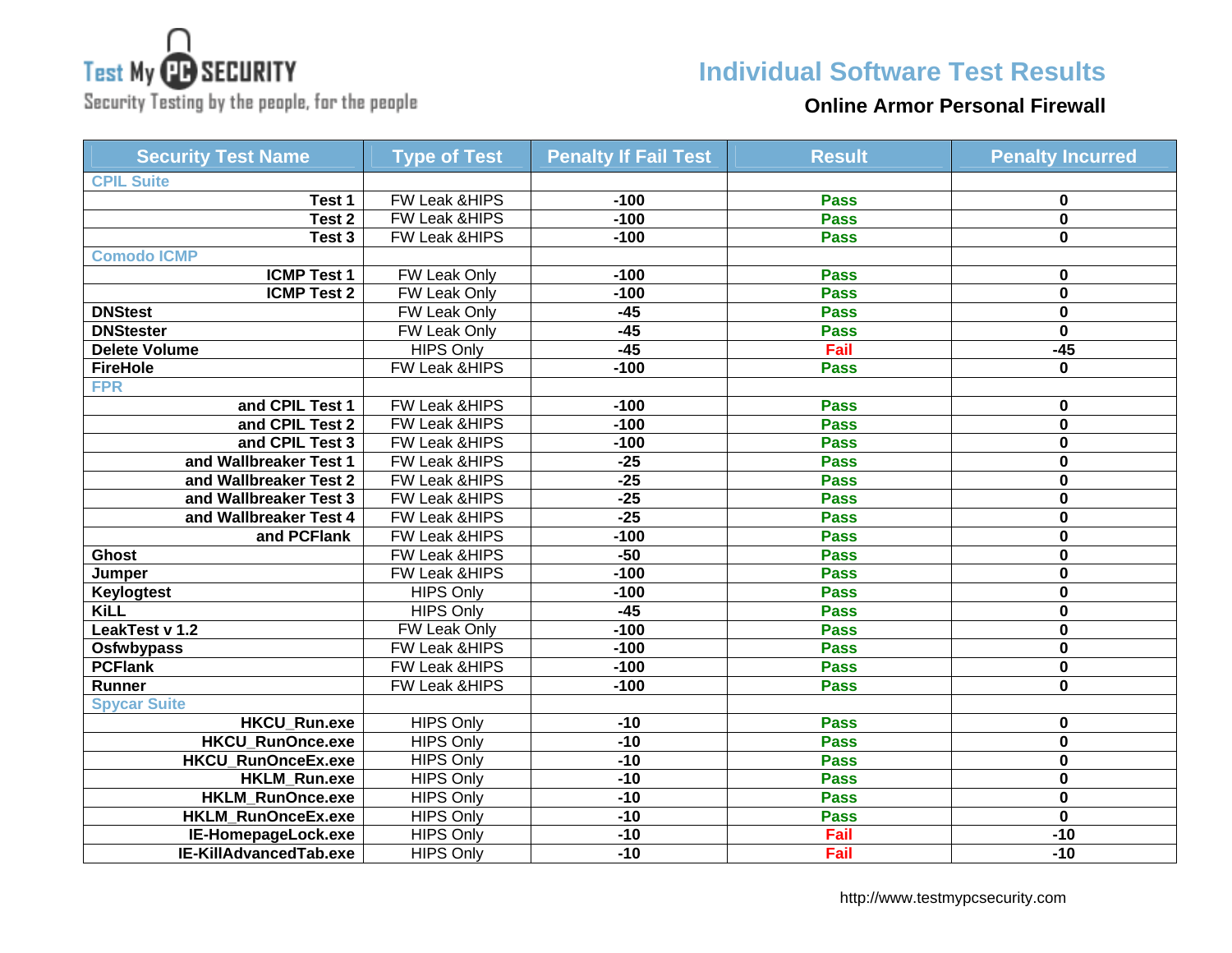Test My PC SECURITY
Security Testing by the people, for the people

# Individual Software Test Results

**Online Armor Personal Firewall**

| Security Test Name | Type of Test | Penalty If Fail Test | Result | Penalty Incurred |
|---|---|---|---|---|
| CPIL Suite | | | | |
| Test 1 | FW Leak &HIPS | -100 | Pass | 0 |
| Test 2 | FW Leak &HIPS | -100 | Pass | 0 |
| Test 3 | FW Leak &HIPS | -100 | Pass | 0 |
| Comodo ICMP | | | | |
| ICMP Test 1 | FW Leak Only | -100 | Pass | 0 |
| ICMP Test 2 | FW Leak Only | -100 | Pass | 0 |
| DNStest | FW Leak Only | -45 | Pass | 0 |
| DNStester | FW Leak Only | -45 | Pass | 0 |
| Delete Volume | HIPS Only | -45 | Fail | -45 |
| FireHole | FW Leak &HIPS | -100 | Pass | 0 |
| FPR | | | | |
| and CPIL Test 1 | FW Leak &HIPS | -100 | Pass | 0 |
| and CPIL Test 2 | FW Leak &HIPS | -100 | Pass | 0 |
| and CPIL Test 3 | FW Leak &HIPS | -100 | Pass | 0 |
| and Wallbreaker Test 1 | FW Leak &HIPS | -25 | Pass | 0 |
| and Wallbreaker Test 2 | FW Leak &HIPS | -25 | Pass | 0 |
| and Wallbreaker Test 3 | FW Leak &HIPS | -25 | Pass | 0 |
| and Wallbreaker Test 4 | FW Leak &HIPS | -25 | Pass | 0 |
| and PCFlank | FW Leak &HIPS | -100 | Pass | 0 |
| Ghost | FW Leak &HIPS | -50 | Pass | 0 |
| Jumper | FW Leak &HIPS | -100 | Pass | 0 |
| Keylogtest | HIPS Only | -100 | Pass | 0 |
| KiLL | HIPS Only | -45 | Pass | 0 |
| LeakTest v 1.2 | FW Leak Only | -100 | Pass | 0 |
| Osfwbypass | FW Leak &HIPS | -100 | Pass | 0 |
| PCFlank | FW Leak &HIPS | -100 | Pass | 0 |
| Runner | FW Leak &HIPS | -100 | Pass | 0 |
| Spycar Suite | | | | |
| HKCU_Run.exe | HIPS Only | -10 | Pass | 0 |
| HKCU_RunOnce.exe | HIPS Only | -10 | Pass | 0 |
| HKCU_RunOnceEx.exe | HIPS Only | -10 | Pass | 0 |
| HKLM_Run.exe | HIPS Only | -10 | Pass | 0 |
| HKLM_RunOnce.exe | HIPS Only | -10 | Pass | 0 |
| HKLM_RunOnceEx.exe | HIPS Only | -10 | Pass | 0 |
| IE-HomepageLock.exe | HIPS Only | -10 | Fail | -10 |
| IE-KillAdvancedTab.exe | HIPS Only | -10 | Fail | -10 |

http://www.testmypcsecurity.com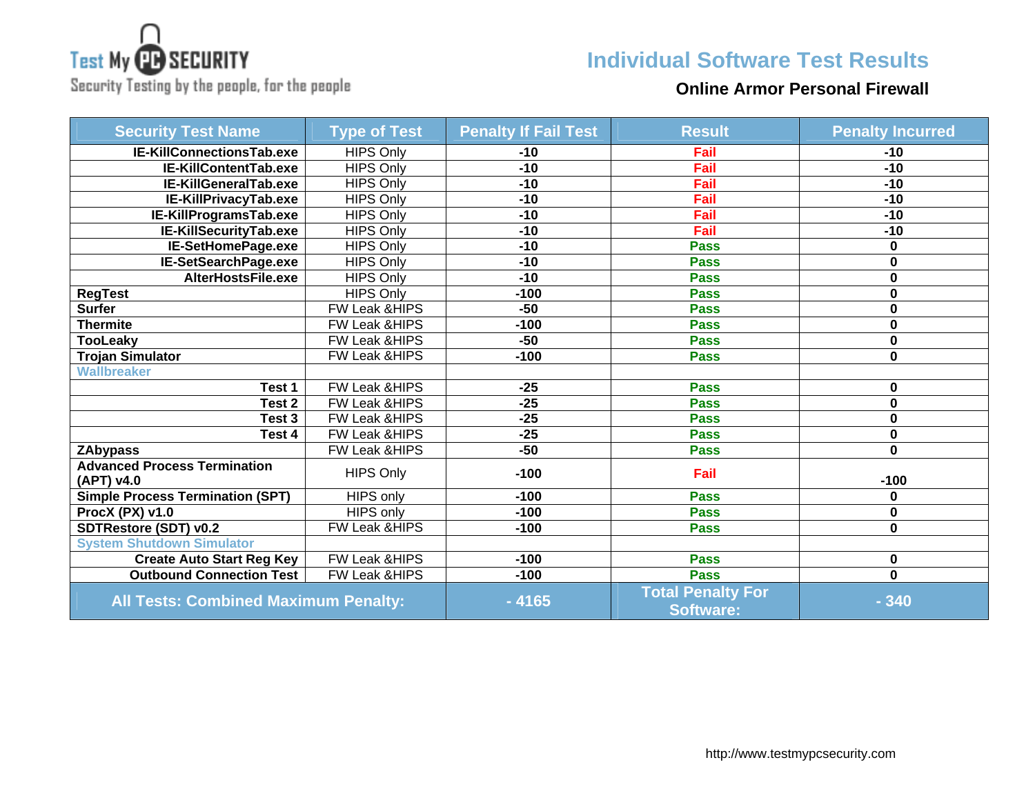Test My PC SECURITY
Security Testing by the people, for the people

# Individual Software Test Results

## Online Armor Personal Firewall

| Security Test Name | Type of Test | Penalty If Fail Test | Result | Penalty Incurred |
|---|---|---|---|---|
| IE-KillConnectionsTab.exe | HIPS Only | -10 | Fail | -10 |
| IE-KillContentTab.exe | HIPS Only | -10 | Fail | -10 |
| IE-KillGeneralTab.exe | HIPS Only | -10 | Fail | -10 |
| IE-KillPrivacyTab.exe | HIPS Only | -10 | Fail | -10 |
| IE-KillProgramsTab.exe | HIPS Only | -10 | Fail | -10 |
| IE-KillSecurityTab.exe | HIPS Only | -10 | Fail | -10 |
| IE-SetHomePage.exe | HIPS Only | -10 | Pass | 0 |
| IE-SetSearchPage.exe | HIPS Only | -10 | Pass | 0 |
| AlterHostsFile.exe | HIPS Only | -10 | Pass | 0 |
| RegTest | HIPS Only | -100 | Pass | 0 |
| Surfer | FW Leak &HIPS | -50 | Pass | 0 |
| Thermite | FW Leak &HIPS | -100 | Pass | 0 |
| TooLeaky | FW Leak &HIPS | -50 | Pass | 0 |
| Trojan Simulator | FW Leak &HIPS | -100 | Pass | 0 |
| Wallbreaker | | | | |
| Test 1 | FW Leak &HIPS | -25 | Pass | 0 |
| Test 2 | FW Leak &HIPS | -25 | Pass | 0 |
| Test 3 | FW Leak &HIPS | -25 | Pass | 0 |
| Test 4 | FW Leak &HIPS | -25 | Pass | 0 |
| ZAbypass | FW Leak &HIPS | -50 | Pass | 0 |
| Advanced Process Termination (APT) v4.0 | HIPS Only | -100 | Fail | -100 |
| Simple Process Termination (SPT) | HIPS only | -100 | Pass | 0 |
| ProcX (PX) v1.0 | HIPS only | -100 | Pass | 0 |
| SDTRestore (SDT) v0.2 | FW Leak &HIPS | -100 | Pass | 0 |
| System Shutdown Simulator | | | | |
| Create Auto Start Reg Key | FW Leak &HIPS | -100 | Pass | 0 |
| Outbound Connection Test | FW Leak &HIPS | -100 | Pass | 0 |
| **All Tests: Combined Maximum Penalty:** | | **- 4165** | **Total Penalty For Software:** | **- 340** |

http://www.testmypcsecurity.com